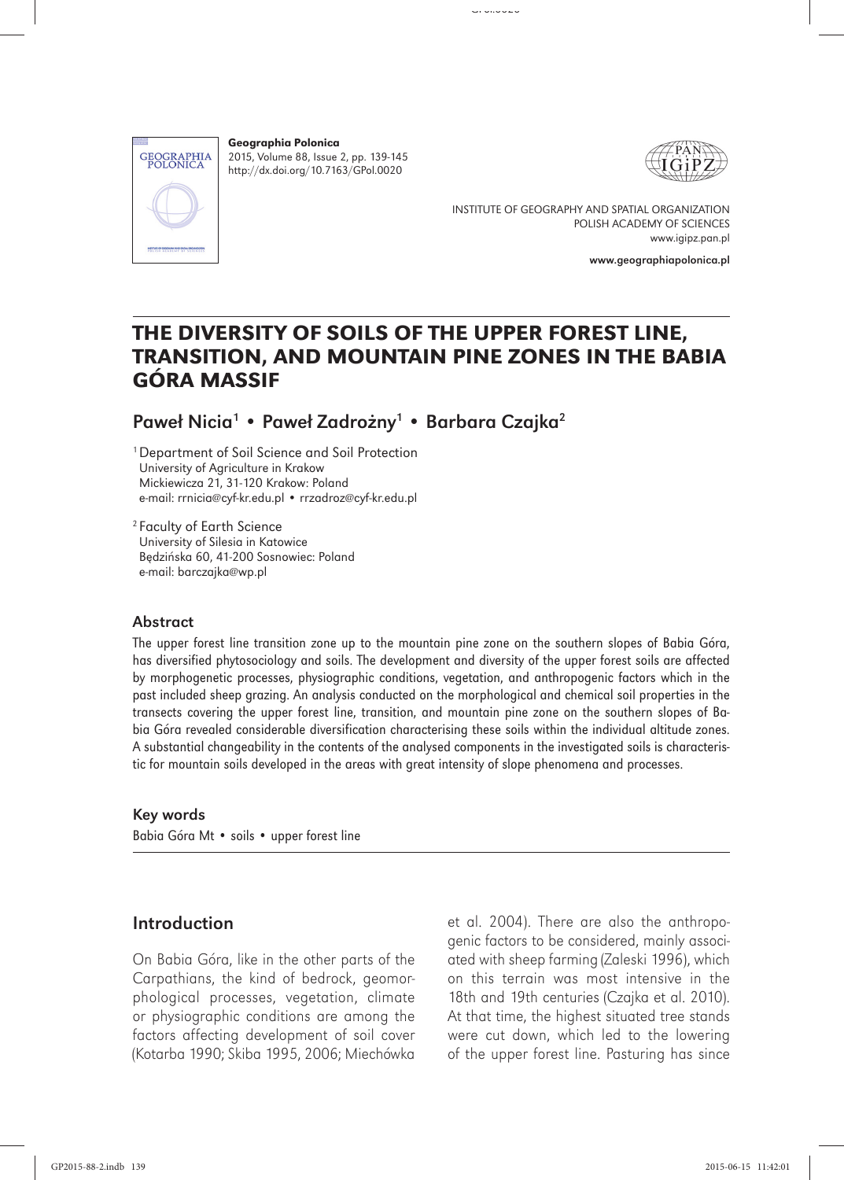Geographia Polonica
2015, Volume 88, Issue 2, pp. 139-145
http://dx.doi.org/10.7163/GPol.0020

INSTITUTE OF GEOGRAPHY AND SPATIAL ORGANIZATION
POLISH ACADEMY OF SCIENCES
www.igipz.pan.pl

www.geographiapolonica.pl

# THE DIVERSITY OF SOILS OF THE UPPER FOREST LINE, TRANSITION, AND MOUNTAIN PINE ZONES IN THE BABIA GÓRA MASSIF

## Paweł Nicia[1] • Paweł Zadrożny[1] • Barbara Czajka[2]

[1] Department of Soil Science and Soil Protection
University of Agriculture in Krakow
Mickiewicza 21, 31-120 Krakow: Poland
e-mail: rrnicia@cyf-kr.edu.pl • rrzadroz@cyf-kr.edu.pl

[2] Faculty of Earth Science
University of Silesia in Katowice
Będzińska 60, 41-200 Sosnowiec: Poland
e-mail: barczajka@wp.pl

### Abstract

The upper forest line transition zone up to the mountain pine zone on the southern slopes of Babia Góra, has diversified phytosociology and soils. The development and diversity of the upper forest soils are affected by morphogenetic processes, physiographic conditions, vegetation, and anthropogenic factors which in the past included sheep grazing. An analysis conducted on the morphological and chemical soil properties in the transects covering the upper forest line, transition, and mountain pine zone on the southern slopes of Babia Góra revealed considerable diversification characterising these soils within the individual altitude zones. A substantial changeability in the contents of the analysed components in the investigated soils is characteristic for mountain soils developed in the areas with great intensity of slope phenomena and processes.

### Key words

Babia Góra Mt • soils • upper forest line

## Introduction

On Babia Góra, like in the other parts of the Carpathians, the kind of bedrock, geomorphological processes, vegetation, climate or physiographic conditions are among the factors affecting development of soil cover (Kotarba 1990; Skiba 1995, 2006; Miechówka et al. 2004). There are also the anthropogenic factors to be considered, mainly associated with sheep farming (Zaleski 1996), which on this terrain was most intensive in the 18th and 19th centuries (Czajka et al. 2010). At that time, the highest situated tree stands were cut down, which led to the lowering of the upper forest line. Pasturing has since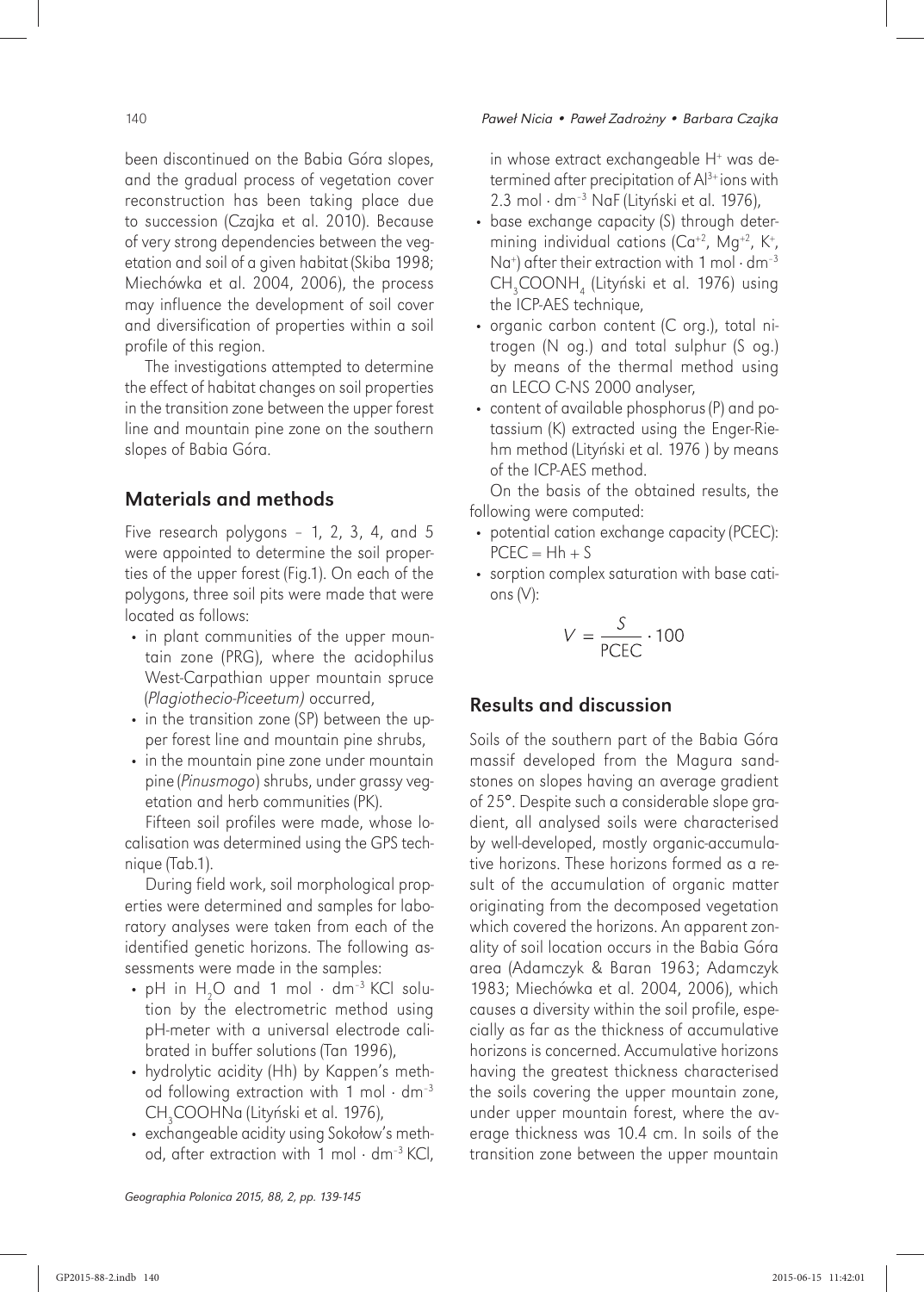been discontinued on the Babia Góra slopes, and the gradual process of vegetation cover reconstruction has been taking place due to succession (Czajka et al. 2010). Because of very strong dependencies between the vegetation and soil of a given habitat (Skiba 1998; Miechówka et al. 2004, 2006), the process may influence the development of soil cover and diversification of properties within a soil profile of this region.

The investigations attempted to determine the effect of habitat changes on soil properties in the transition zone between the upper forest line and mountain pine zone on the southern slopes of Babia Góra.

## Materials and methods

Five research polygons – 1, 2, 3, 4, and 5 were appointed to determine the soil properties of the upper forest (Fig.1). On each of the polygons, three soil pits were made that were located as follows:

- in plant communities of the upper mountain zone (PRG), where the acidophilus West-Carpathian upper mountain spruce (*Plagiothecio-Piceetum)* occurred,
- in the transition zone (SP) between the upper forest line and mountain pine shrubs,
- in the mountain pine zone under mountain pine (*Pinusmogo*) shrubs, under grassy vegetation and herb communities (PK).

Fifteen soil profiles were made, whose localisation was determined using the GPS technique (Tab.1).

During field work, soil morphological properties were determined and samples for laboratory analyses were taken from each of the identified genetic horizons. The following assessments were made in the samples:

- pH in $H_2O$ and 1 mol · $dm^{-3}$ KCl solution by the electrometric method using pH-meter with a universal electrode calibrated in buffer solutions (Tan 1996),
- hydrolytic acidity (Hh) by Kappen's method following extraction with 1 mol · $dm^{-3}$ $CH_3COOHNa$ (Lityński et al. 1976),
- exchangeable acidity using Sokołow's method, after extraction with 1 mol · $dm^{-3}$ KCl, in whose extract exchangeable $H^+$ was determined after precipitation of $Al^{3+}$ ions with 2.3 mol · $dm^{-3}$ NaF (Lityński et al. 1976),
- base exchange capacity (S) through determining individual cations ($Ca^{+2}$, $Mg^{+2}$, $K^+$, $Na^+$) after their extraction with 1 mol · $dm^{-3}$ $CH_3COONH_4$ (Lityński et al. 1976) using the ICP-AES technique,
- organic carbon content (C org.), total nitrogen (N og.) and total sulphur (S og.) by means of the thermal method using an LECO C-NS 2000 analyser,
- content of available phosphorus (P) and potassium (K) extracted using the Enger-Riehm method (Lityński et al. 1976 ) by means of the ICP-AES method.

On the basis of the obtained results, the following were computed:

- potential cation exchange capacity (PCEC): $PCEC = Hh + S$
- sorption complex saturation with base cations (V):

$$V = \frac{S}{PCEC} \cdot 100$$

## Results and discussion

Soils of the southern part of the Babia Góra massif developed from the Magura sandstones on slopes having an average gradient of 25°. Despite such a considerable slope gradient, all analysed soils were characterised by well-developed, mostly organic-accumulative horizons. These horizons formed as a result of the accumulation of organic matter originating from the decomposed vegetation which covered the horizons. An apparent zonality of soil location occurs in the Babia Góra area (Adamczyk & Baran 1963; Adamczyk 1983; Miechówka et al. 2004, 2006), which causes a diversity within the soil profile, especially as far as the thickness of accumulative horizons is concerned. Accumulative horizons having the greatest thickness characterised the soils covering the upper mountain zone, under upper mountain forest, where the average thickness was 10.4 cm. In soils of the transition zone between the upper mountain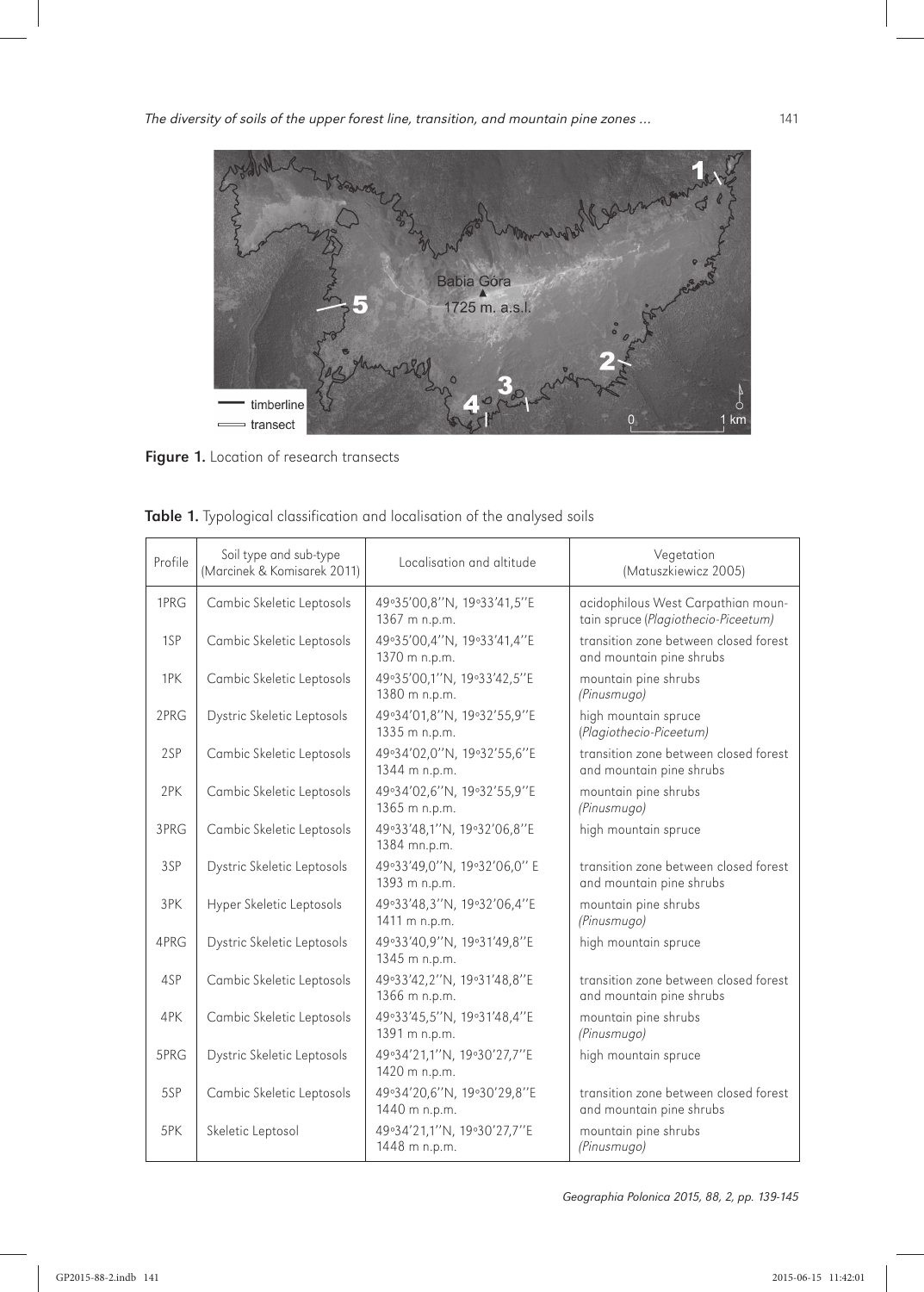**Figure 1.** Location of research transects

**Table 1.** Typological classification and localisation of the analysed soils

| Profile | Soil type and sub-type (Marcinek & Komisarek 2011) | Localisation and altitude | Vegetation (Matuszkiewicz 2005) |
|---|---|---|---|
| 1PRG | Cambic Skeletic Leptosols | 49°35′00,8′′N, 19°33′41,5′′E 1367 m n.p.m. | acidophilous West Carpathian mountain spruce (*Plagiothecio-Piceetum*) |
| 1SP | Cambic Skeletic Leptosols | 49°35′00,4′′N, 19°33′41,4′′E 1370 m n.p.m. | transition zone between closed forest and mountain pine shrubs |
| 1PK | Cambic Skeletic Leptosols | 49°35′00,1′′N, 19°33′42,5′′E 1380 m n.p.m. | mountain pine shrubs *(Pinusmugo)* |
| 2PRG | Dystric Skeletic Leptosols | 49°34′01,8′′N, 19°32′55,9′′E 1335 m n.p.m. | high mountain spruce (*Plagiothecio-Piceetum)* |
| 2SP | Cambic Skeletic Leptosols | 49°34′02,0′′N, 19°32′55,6′′E 1344 m n.p.m. | transition zone between closed forest and mountain pine shrubs |
| 2PK | Cambic Skeletic Leptosols | 49°34′02,6′′N, 19°32′55,9′′E 1365 m n.p.m. | mountain pine shrubs *(Pinusmugo)* |
| 3PRG | Cambic Skeletic Leptosols | 49°33′48,1′′N, 19°32′06,8′′E 1384 mn.p.m. | high mountain spruce |
| 3SP | Dystric Skeletic Leptosols | 49°33′49,0′′N, 19°32′06,0′′ E 1393 m n.p.m. | transition zone between closed forest and mountain pine shrubs |
| 3PK | Hyper Skeletic Leptosols | 49°33′48,3′′N, 19°32′06,4′′E 1411 m n.p.m. | mountain pine shrubs *(Pinusmugo)* |
| 4PRG | Dystric Skeletic Leptosols | 49°33′40,9′′N, 19°31′49,8′′E 1345 m n.p.m. | high mountain spruce |
| 4SP | Cambic Skeletic Leptosols | 49°33′42,2′′N, 19°31′48,8′′E 1366 m n.p.m. | transition zone between closed forest and mountain pine shrubs |
| 4PK | Cambic Skeletic Leptosols | 49°33′45,5′′N, 19°31′48,4′′E 1391 m n.p.m. | mountain pine shrubs *(Pinusmugo)* |
| 5PRG | Dystric Skeletic Leptosols | 49°34′21,1′′N, 19°30′27,7′′E 1420 m n.p.m. | high mountain spruce |
| 5SP | Cambic Skeletic Leptosols | 49°34′20,6′′N, 19°30′29,8′′E 1440 m n.p.m. | transition zone between closed forest and mountain pine shrubs |
| 5PK | Skeletic Leptosol | 49°34′21,1′′N, 19°30′27,7′′E 1448 m n.p.m. | mountain pine shrubs *(Pinusmugo)* |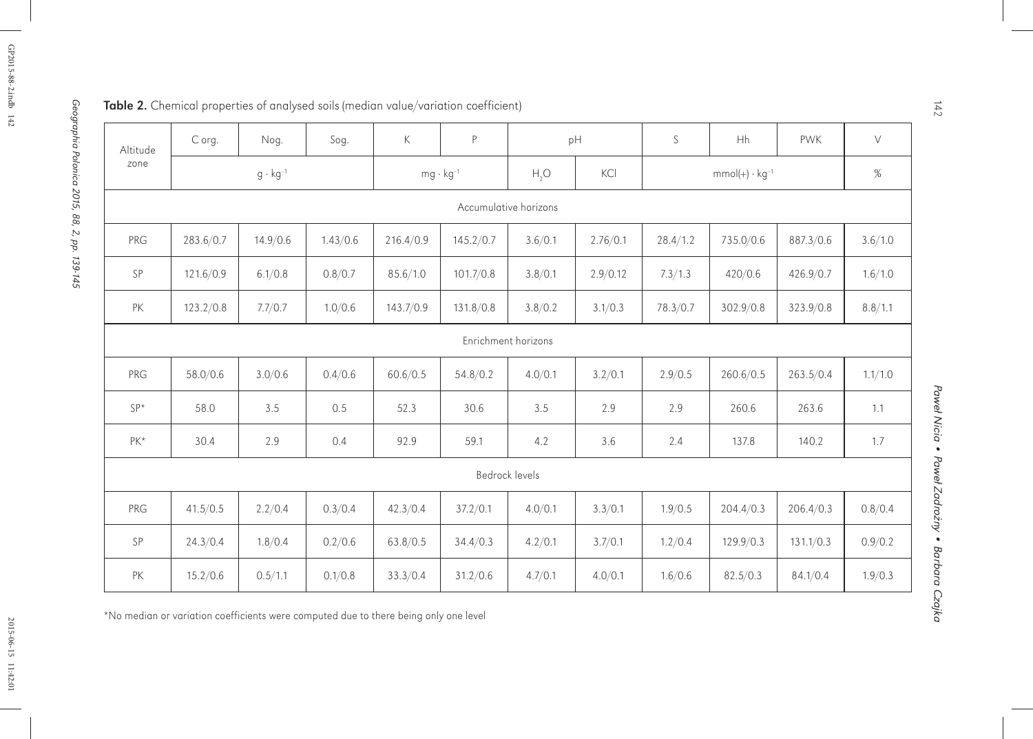**Table 2.** Chemical properties of analysed soils (median value/variation coefficient)

| Altitude zone | C org. | Nog. | Sog. | K | P | pH | | S | Hh | PWK | V |
|---|---|---|---|---|---|---|---|---|---|---|---|
| | $g \cdot kg^{-1}$ | | | $mg \cdot kg^{-1}$ | | $H_2O$ | KCl | $mmol(+) \cdot kg^{-1}$ | | | % |
| Accumulative horizons | | | | | | | | | | | |
| PRG | 283.6/0.7 | 14.9/0.6 | 1.43/0.6 | 216.4/0.9 | 145.2/0.7 | 3.6/0.1 | 2.76/0.1 | 28.4/1.2 | 735.0/0.6 | 887.3/0.6 | 3.6/1.0 |
| SP | 121.6/0.9 | 6.1/0.8 | 0.8/0.7 | 85.6/1.0 | 101.7/0.8 | 3.8/0.1 | 2.9/0.12 | 7.3/1.3 | 420/0.6 | 426.9/0.7 | 1.6/1.0 |
| PK | 123.2/0.8 | 7.7/0.7 | 1.0/0.6 | 143.7/0.9 | 131.8/0.8 | 3.8/0.2 | 3.1/0.3 | 78.3/0.7 | 302.9/0.8 | 323.9/0.8 | 8.8/1.1 |
| Enrichment horizons | | | | | | | | | | | |
| PRG | 58.0/0.6 | 3.0/0.6 | 0.4/0.6 | 60.6/0.5 | 54.8/0.2 | 4.0/0.1 | 3.2/0.1 | 2.9/0.5 | 260.6/0.5 | 263.5/0.4 | 1.1/1.0 |
| SP* | 58.0 | 3.5 | 0.5 | 52.3 | 30.6 | 3.5 | 2.9 | 2.9 | 260.6 | 263.6 | 1.1 |
| PK* | 30.4 | 2.9 | 0.4 | 92.9 | 59.1 | 4.2 | 3.6 | 2.4 | 137.8 | 140.2 | 1.7 |
| Bedrock levels | | | | | | | | | | | |
| PRG | 41.5/0.5 | 2.2/0.4 | 0.3/0.4 | 42.3/0.4 | 37.2/0.1 | 4.0/0.1 | 3.3/0.1 | 1.9/0.5 | 204.4/0.3 | 206.4/0.3 | 0.8/0.4 |
| SP | 24.3/0.4 | 1.8/0.4 | 0.2/0.6 | 63.8/0.5 | 34.4/0.3 | 4.2/0.1 | 3.7/0.1 | 1.2/0.4 | 129.9/0.3 | 131.1/0.3 | 0.9/0.2 |
| PK | 15.2/0.6 | 0.5/1.1 | 0.1/0.8 | 33.3/0.4 | 31.2/0.6 | 4.7/0.1 | 4.0/0.1 | 1.6/0.6 | 82.5/0.3 | 84.1/0.4 | 1.9/0.3 |

*No median or variation coefficients were computed due to there being only one level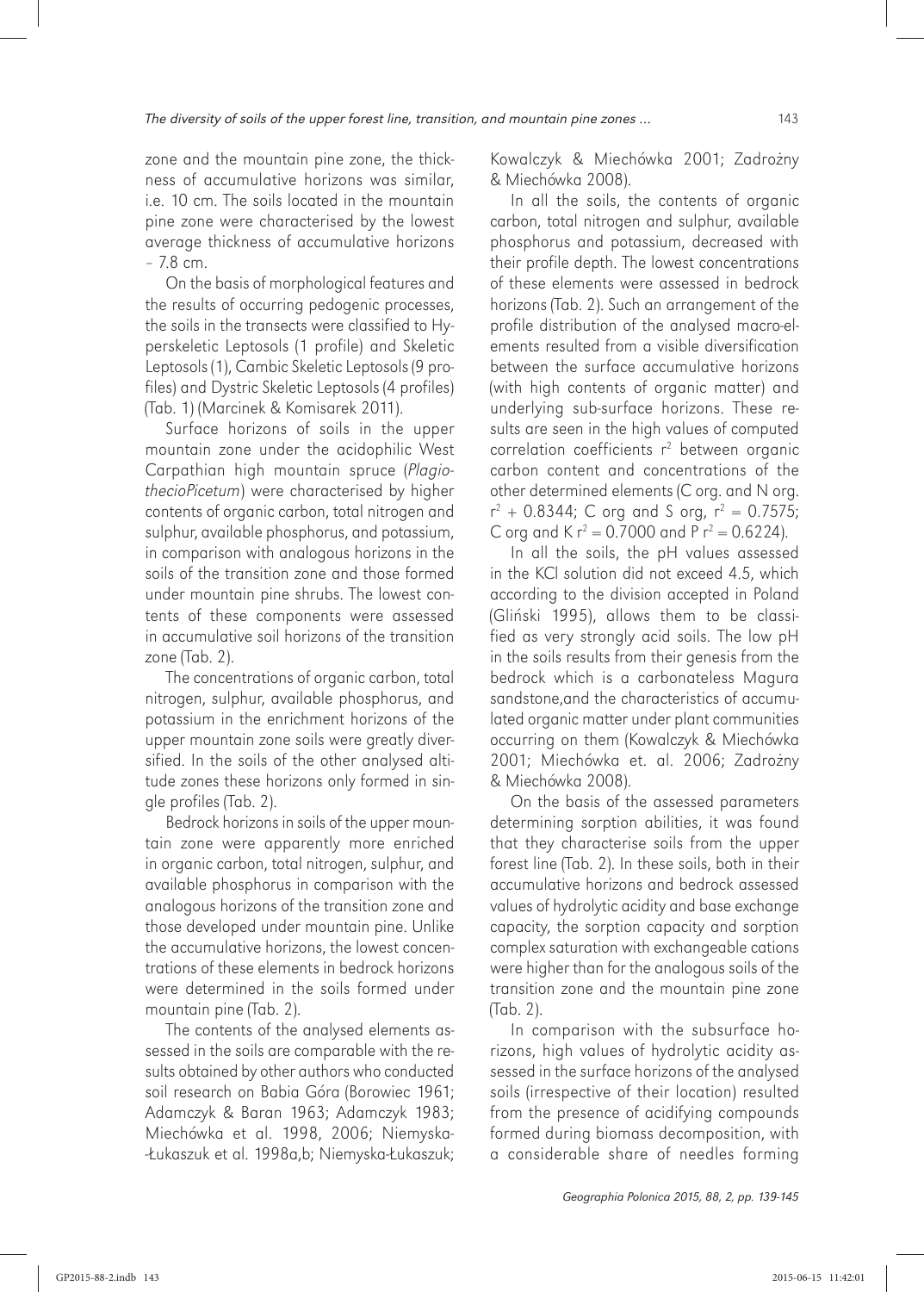zone and the mountain pine zone, the thickness of accumulative horizons was similar, i.e. 10 cm. The soils located in the mountain pine zone were characterised by the lowest average thickness of accumulative horizons – 7.8 cm.

On the basis of morphological features and the results of occurring pedogenic processes, the soils in the transects were classified to Hyperskeletic Leptosols (1 profile) and Skeletic Leptosols (1), Cambic Skeletic Leptosols (9 profiles) and Dystric Skeletic Leptosols (4 profiles) (Tab. 1) (Marcinek & Komisarek 2011).

Surface horizons of soils in the upper mountain zone under the acidophilic West Carpathian high mountain spruce (*PlagiothecioPicetum*) were characterised by higher contents of organic carbon, total nitrogen and sulphur, available phosphorus, and potassium, in comparison with analogous horizons in the soils of the transition zone and those formed under mountain pine shrubs. The lowest contents of these components were assessed in accumulative soil horizons of the transition zone (Tab. 2).

The concentrations of organic carbon, total nitrogen, sulphur, available phosphorus, and potassium in the enrichment horizons of the upper mountain zone soils were greatly diversified. In the soils of the other analysed altitude zones these horizons only formed in single profiles (Tab. 2).

Bedrock horizons in soils of the upper mountain zone were apparently more enriched in organic carbon, total nitrogen, sulphur, and available phosphorus in comparison with the analogous horizons of the transition zone and those developed under mountain pine. Unlike the accumulative horizons, the lowest concentrations of these elements in bedrock horizons were determined in the soils formed under mountain pine (Tab. 2).

The contents of the analysed elements assessed in the soils are comparable with the results obtained by other authors who conducted soil research on Babia Góra (Borowiec 1961; Adamczyk & Baran 1963; Adamczyk 1983; Miechówka et al. 1998, 2006; Niemyska-Łukaszuk et al. 1998a,b; Niemyska-Łukaszuk; Kowalczyk & Miechówka 2001; Zadrożny & Miechówka 2008).

In all the soils, the contents of organic carbon, total nitrogen and sulphur, available phosphorus and potassium, decreased with their profile depth. The lowest concentrations of these elements were assessed in bedrock horizons (Tab. 2). Such an arrangement of the profile distribution of the analysed macro-elements resulted from a visible diversification between the surface accumulative horizons (with high contents of organic matter) and underlying sub-surface horizons. These results are seen in the high values of computed correlation coefficients $r^2$ between organic carbon content and concentrations of the other determined elements (C org. and N org. $r^2$ + 0.8344; C org and S org, $r^2$ = 0.7575; C org and K $r^2$ = 0.7000 and P $r^2$ = 0.6224).

In all the soils, the pH values assessed in the KCl solution did not exceed 4.5, which according to the division accepted in Poland (Gliński 1995), allows them to be classified as very strongly acid soils. The low pH in the soils results from their genesis from the bedrock which is a carbonateless Magura sandstone,and the characteristics of accumulated organic matter under plant communities occurring on them (Kowalczyk & Miechówka 2001; Miechówka et. al. 2006; Zadrożny & Miechówka 2008).

On the basis of the assessed parameters determining sorption abilities, it was found that they characterise soils from the upper forest line (Tab. 2). In these soils, both in their accumulative horizons and bedrock assessed values of hydrolytic acidity and base exchange capacity, the sorption capacity and sorption complex saturation with exchangeable cations were higher than for the analogous soils of the transition zone and the mountain pine zone (Tab. 2).

In comparison with the subsurface horizons, high values of hydrolytic acidity assessed in the surface horizons of the analysed soils (irrespective of their location) resulted from the presence of acidifying compounds formed during biomass decomposition, with a considerable share of needles forming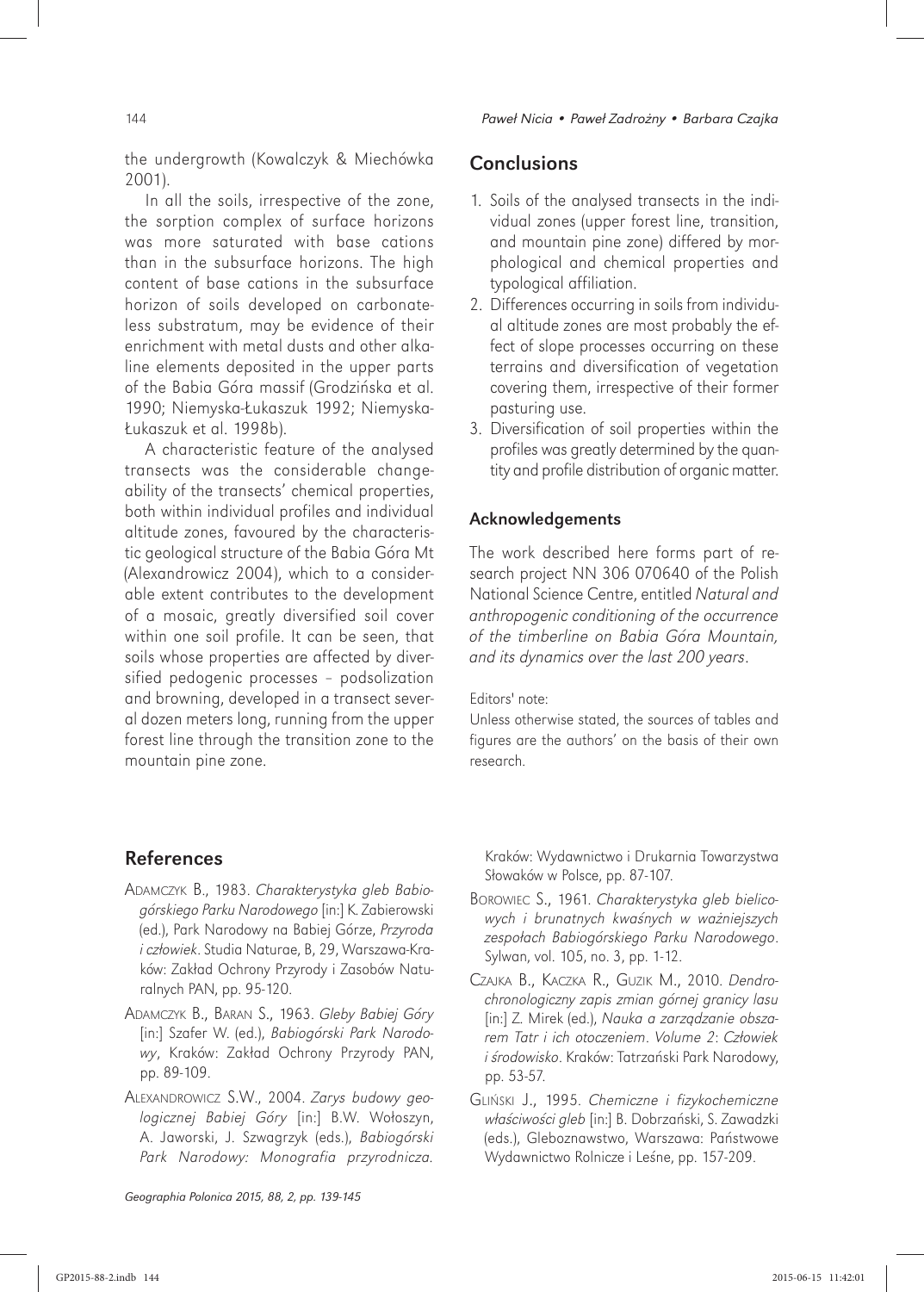the undergrowth (Kowalczyk & Miechówka 2001).

In all the soils, irrespective of the zone, the sorption complex of surface horizons was more saturated with base cations than in the subsurface horizons. The high content of base cations in the subsurface horizon of soils developed on carbonateless substratum, may be evidence of their enrichment with metal dusts and other alkaline elements deposited in the upper parts of the Babia Góra massif (Grodzińska et al. 1990; Niemyska-Łukaszuk 1992; Niemyska-Łukaszuk et al. 1998b).

A characteristic feature of the analysed transects was the considerable changeability of the transects' chemical properties, both within individual profiles and individual altitude zones, favoured by the characteristic geological structure of the Babia Góra Mt (Alexandrowicz 2004), which to a considerable extent contributes to the development of a mosaic, greatly diversified soil cover within one soil profile. It can be seen, that soils whose properties are affected by diversified pedogenic processes – podsolization and browning, developed in a transect several dozen meters long, running from the upper forest line through the transition zone to the mountain pine zone.

## Conclusions

1. Soils of the analysed transects in the individual zones (upper forest line, transition, and mountain pine zone) differed by morphological and chemical properties and typological affiliation.
2. Differences occurring in soils from individual altitude zones are most probably the effect of slope processes occurring on these terrains and diversification of vegetation covering them, irrespective of their former pasturing use.
3. Diversification of soil properties within the profiles was greatly determined by the quantity and profile distribution of organic matter.

### Acknowledgements

The work described here forms part of research project NN 306 070640 of the Polish National Science Centre, entitled *Natural and anthropogenic conditioning of the occurrence of the timberline on Babia Góra Mountain, and its dynamics over the last 200 years*.

Editors' note:
Unless otherwise stated, the sources of tables and figures are the authors' on the basis of their own research.

## References

Adamczyk B., 1983. *Charakterystyka gleb Babiogórskiego Parku Narodowego* [in:] K. Zabierowski (ed.), Park Narodowy na Babiej Górze, *Przyroda i człowiek*. Studia Naturae, B, 29, Warszawa-Kraków: Zakład Ochrony Przyrody i Zasobów Naturalnych PAN, pp. 95-120.

Adamczyk B., Baran S., 1963. *Gleby Babiej Góry* [in:] Szafer W. (ed.), *Babiogórski Park Narodowy*, Kraków: Zakład Ochrony Przyrody PAN, pp. 89-109.

Alexandrowicz S.W., 2004. *Zarys budowy geologicznej Babiej Góry* [in:] B.W. Wołoszyn, A. Jaworski, J. Szwagrzyk (eds.), *Babiogórski Park Narodowy: Monografia przyrodnicza*. Kraków: Wydawnictwo i Drukarnia Towarzystwa Słowaków w Polsce, pp. 87-107.

Borowiec S., 1961. *Charakterystyka gleb bielicowych i brunatnych kwaśnych w ważniejszych zespołach Babiogórskiego Parku Narodowego*. Sylwan, vol. 105, no. 3, pp. 1-12.

Czajka B., Kaczka R., Guzik M., 2010. *Dendrochronologiczny zapis zmian górnej granicy lasu* [in:] Z. Mirek (ed.), *Nauka a zarządzanie obszarem Tatr i ich otoczeniem*. *Volume 2*: *Człowiek i środowisko*. Kraków: Tatrzański Park Narodowy, pp. 53-57.

Gliński J., 1995. *Chemiczne i fizykochemiczne właściwości gleb* [in:] B. Dobrzański, S. Zawadzki (eds.), Gleboznawstwo, Warszawa: Państwowe Wydawnictwo Rolnicze i Leśne, pp. 157-209.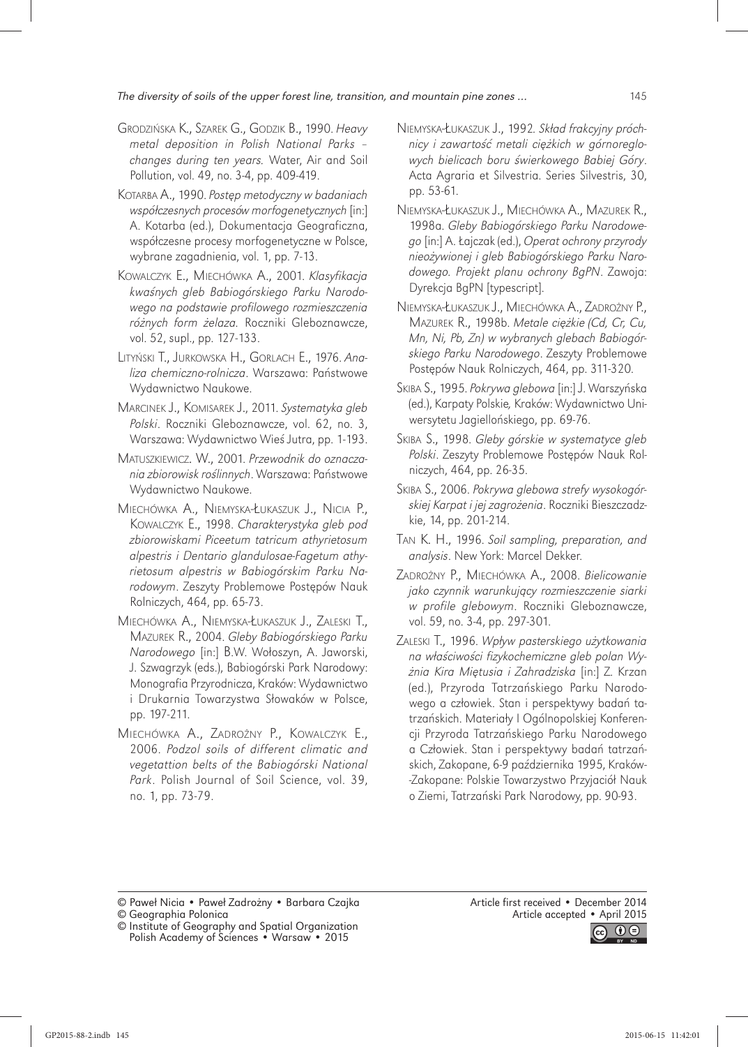Grodzińska K., Szarek G., Godzik B., 1990. *Heavy metal deposition in Polish National Parks – changes during ten years.* Water, Air and Soil Pollution, vol. 49, no. 3-4, pp. 409-419.

Kotarba A., 1990. *Postęp metodyczny w badaniach współczesnych procesów morfogenetycznych* [in:] A. Kotarba (ed.), Dokumentacja Geograficzna, współczesne procesy morfogenetyczne w Polsce, wybrane zagadnienia, vol. 1, pp. 7-13.

Kowalczyk E., Miechówka A., 2001. *Klasyfikacja kwaśnych gleb Babiogórskiego Parku Narodowego na podstawie profilowego rozmieszczenia różnych form żelaza.* Roczniki Gleboznawcze, vol. 52, supl., pp. 127-133.

Lityński T., Jurkowska H., Gorlach E., 1976. *Analiza chemiczno-rolnicza*. Warszawa: Państwowe Wydawnictwo Naukowe.

Marcinek J., Komisarek J., 2011. *Systematyka gleb Polski*. Roczniki Gleboznawcze, vol. 62, no. 3, Warszawa: Wydawnictwo Wieś Jutra, pp. 1-193.

Matuszkiewicz. W., 2001. *Przewodnik do oznaczania zbiorowisk roślinnych*. Warszawa: Państwowe Wydawnictwo Naukowe.

Miechówka A., Niemyska-Łukaszuk J., Nicia P., Kowalczyk E., 1998. *Charakterystyka gleb pod zbiorowiskami Piceetum tatricum athyrietosum alpestris i Dentario glandulosae-Fagetum athyrietosum alpestris w Babiogórskim Parku Narodowym*. Zeszyty Problemowe Postępów Nauk Rolniczych, 464, pp. 65-73.

Miechówka A., Niemyska-Łukaszuk J., Zaleski T., Mazurek R., 2004. *Gleby Babiogórskiego Parku Narodowego* [in:] B.W. Wołoszyn, A. Jaworski, J. Szwagrzyk (eds.), Babiogórski Park Narodowy: Monografia Przyrodnicza, Kraków: Wydawnictwo i Drukarnia Towarzystwa Słowaków w Polsce, pp. 197-211.

Miechówka A., Zadrożny P., Kowalczyk E., 2006. *Podzol soils of different climatic and vegetattion belts of the Babiogórski National Park*. Polish Journal of Soil Science, vol. 39, no. 1, pp. 73-79.

Niemyska-Łukaszuk J., 1992. *Skład frakcyjny próchnicy i zawartość metali ciężkich w górnoreglowych bielicach boru świerkowego Babiej Góry*. Acta Agraria et Silvestria. Series Silvestris, 30, pp. 53-61.

Niemyska-Łukaszuk J., Miechówka A., Mazurek R., 1998a. *Gleby Babiogórskiego Parku Narodowego* [in:] A. Łajczak (ed.), *Operat ochrony przyrody nieożywionej i gleb Babiogórskiego Parku Narodowego. Projekt planu ochrony BgPN*. Zawoja: Dyrekcja BgPN [typescript].

Niemyska-Łukaszuk J., Miechówka A., Zadrożny P., Mazurek R., 1998b. *Metale ciężkie (Cd, Cr, Cu, Mn, Ni, Pb, Zn) w wybranych glebach Babiogórskiego Parku Narodowego*. Zeszyty Problemowe Postępów Nauk Rolniczych, 464, pp. 311-320.

Skiba S., 1995. *Pokrywa glebowa* [in:] J. Warszyńska (ed.), Karpaty Polskie*,* Kraków: Wydawnictwo Uniwersytetu Jagiellońskiego, pp. 69-76.

Skiba S., 1998. *Gleby górskie w systematyce gleb Polski*. Zeszyty Problemowe Postępów Nauk Rolniczych, 464, pp. 26-35.

Skiba S., 2006. *Pokrywa glebowa strefy wysokogórskiej Karpat i jej zagrożenia*. Roczniki Bieszczadzkie, 14, pp. 201-214.

Tan K. H., 1996. *Soil sampling, preparation, and analysis*. New York: Marcel Dekker.

Zadrożny P., Miechówka A., 2008. *Bielicowanie jako czynnik warunkujący rozmieszczenie siarki w profile glebowym*. Roczniki Gleboznawcze, vol. 59, no. 3-4, pp. 297-301.

Zaleski T., 1996. *Wpływ pasterskiego użytkowania na właściwości fizykochemiczne gleb polan Wyżnia Kira Miętusia i Zahradziska* [in:] Z. Krzan (ed.), Przyroda Tatrzańskiego Parku Narodowego a człowiek. Stan i perspektywy badań tatrzańskich. Materiały I Ogólnopolskiej Konferencji Przyroda Tatrzańskiego Parku Narodowego a Człowiek. Stan i perspektywy badań tatrzańskich, Zakopane, 6-9 października 1995, Kraków-Zakopane: Polskie Towarzystwo Przyjaciół Nauk o Ziemi, Tatrzański Park Narodowy, pp. 90-93.

© Paweł Nicia • Paweł Zadrożny • Barbara Czajka
© Geographia Polonica
© Institute of Geography and Spatial Organization Polish Academy of Sciences • Warsaw • 2015

Article first received • December 2014
Article accepted • April 2015